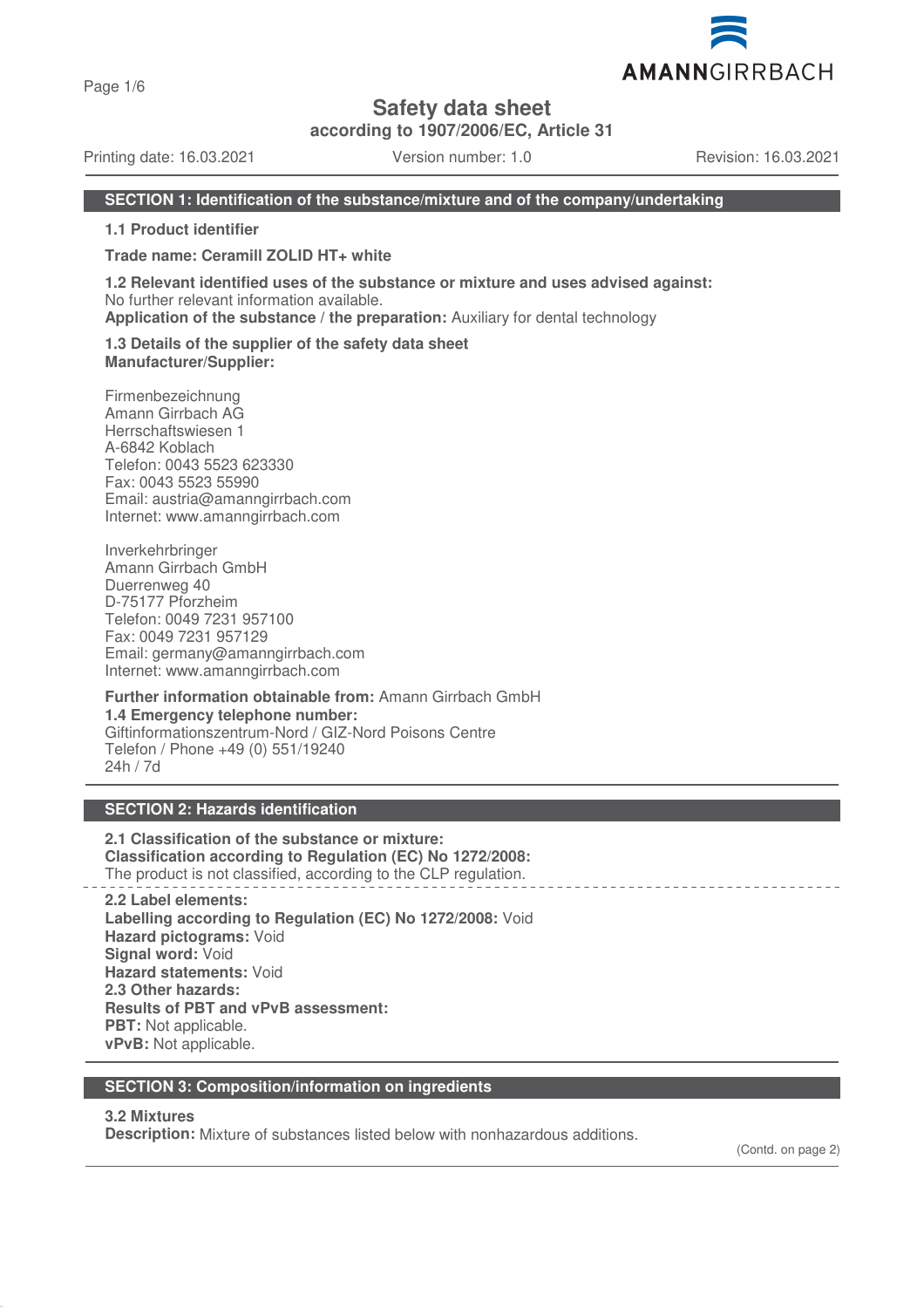# Safety data sheet

**according to 1907/2006/EC, Article 31**

Printing date: 16.03.2021 Version number: 1.0 Revision: 16.03.2021

## SECTION 1: Identification of the substance/mixture and of the company/undertaking

**1.1 Product identifier**

**Trade name: Ceramill ZOLID HT+ white**

**1.2 Relevant identified uses of the substance or mixture and uses advised against:**
No further relevant information available.
**Application of the substance / the preparation:** Auxiliary for dental technology

**1.3 Details of the supplier of the safety data sheet**
**Manufacturer/Supplier:**

Firmenbezeichnung
Amann Girrbach AG
Herrschaftswiesen 1
A-6842 Koblach
Telefon: 0043 5523 623330
Fax: 0043 5523 55990
Email: austria@amanngirrbach.com
Internet: www.amanngirrbach.com

Inverkehrbringer
Amann Girrbach GmbH
Duerrenweg 40
D-75177 Pforzheim
Telefon: 0049 7231 957100
Fax: 0049 7231 957129
Email: germany@amanngirrbach.com
Internet: www.amanngirrbach.com

**Further information obtainable from:** Amann Girrbach GmbH
**1.4 Emergency telephone number:**
Giftinformationszentrum-Nord / GIZ-Nord Poisons Centre
Telefon / Phone +49 (0) 551/19240
24h / 7d

## SECTION 2: Hazards identification

**2.1 Classification of the substance or mixture:**
**Classification according to Regulation (EC) No 1272/2008:**
The product is not classified, according to the CLP regulation.

**2.2 Label elements:**
**Labelling according to Regulation (EC) No 1272/2008:** Void
**Hazard pictograms:** Void
**Signal word:** Void
**Hazard statements:** Void
**2.3 Other hazards:**
**Results of PBT and vPvB assessment:**
**PBT:** Not applicable.
**vPvB:** Not applicable.

## SECTION 3: Composition/information on ingredients

**3.2 Mixtures**
**Description:** Mixture of substances listed below with nonhazardous additions.

(Contd. on page 2)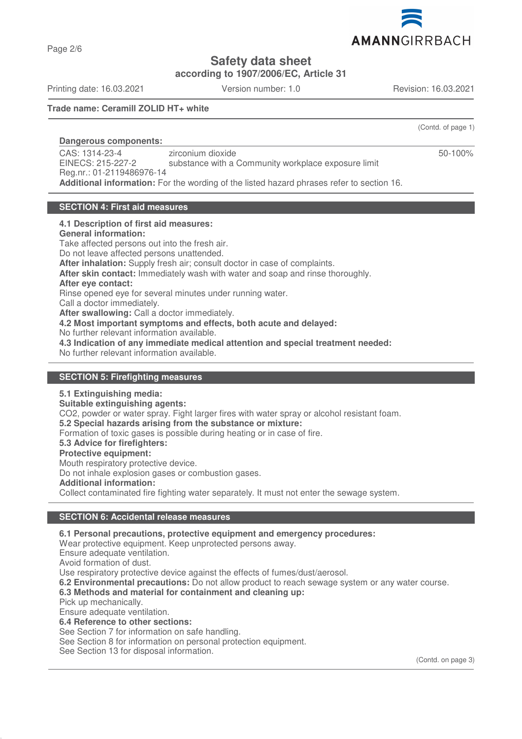Safety data sheet
according to 1907/2006/EC, Article 31

Printing date: 16.03.2021 Version number: 1.0 Revision: 16.03.2021

**Trade name: Ceramill ZOLID HT+ white**

(Contd. of page 1)

**Dangerous components:**

| | | |
|---|---|---|
| CAS: 1314-23-4<br>EINECS: 215-227-2<br>Reg.nr.: 01-2119486976-14 | zirconium dioxide<br>substance with a Community workplace exposure limit | 50-100% |

**Additional information:** For the wording of the listed hazard phrases refer to section 16.

## SECTION 4: First aid measures

**4.1 Description of first aid measures:**
**General information:**
Take affected persons out into the fresh air.
Do not leave affected persons unattended.
**After inhalation:** Supply fresh air; consult doctor in case of complaints.
**After skin contact:** Immediately wash with water and soap and rinse thoroughly.
**After eye contact:**
Rinse opened eye for several minutes under running water.
Call a doctor immediately.
**After swallowing:** Call a doctor immediately.
**4.2 Most important symptoms and effects, both acute and delayed:**
No further relevant information available.
**4.3 Indication of any immediate medical attention and special treatment needed:**
No further relevant information available.

## SECTION 5: Firefighting measures

**5.1 Extinguishing media:**
**Suitable extinguishing agents:**
CO2, powder or water spray. Fight larger fires with water spray or alcohol resistant foam.
**5.2 Special hazards arising from the substance or mixture:**
Formation of toxic gases is possible during heating or in case of fire.
**5.3 Advice for firefighters:**
**Protective equipment:**
Mouth respiratory protective device.
Do not inhale explosion gases or combustion gases.
**Additional information:**
Collect contaminated fire fighting water separately. It must not enter the sewage system.

## SECTION 6: Accidental release measures

**6.1 Personal precautions, protective equipment and emergency procedures:**
Wear protective equipment. Keep unprotected persons away.
Ensure adequate ventilation.
Avoid formation of dust.
Use respiratory protective device against the effects of fumes/dust/aerosol.
**6.2 Environmental precautions:** Do not allow product to reach sewage system or any water course.
**6.3 Methods and material for containment and cleaning up:**
Pick up mechanically.
Ensure adequate ventilation.
**6.4 Reference to other sections:**
See Section 7 for information on safe handling.
See Section 8 for information on personal protection equipment.
See Section 13 for disposal information.

(Contd. on page 3)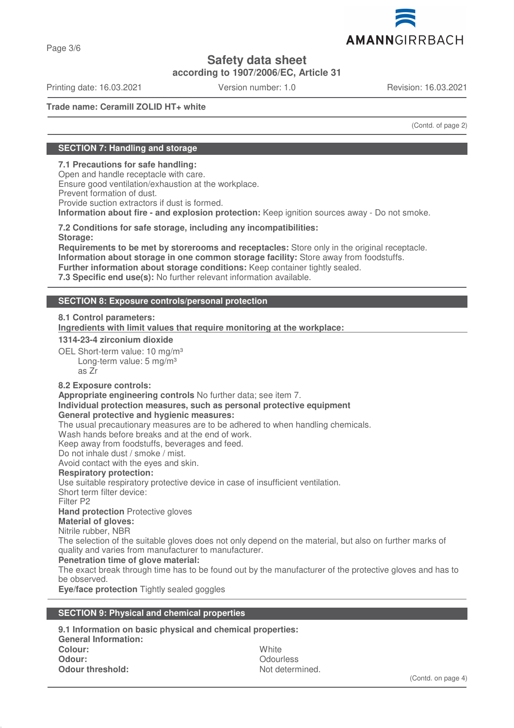**Safety data sheet**
**according to 1907/2006/EC, Article 31**

Printing date: 16.03.2021 Version number: 1.0 Revision: 16.03.2021

**Trade name: Ceramill ZOLID HT+ white**

(Contd. of page 2)

## SECTION 7: Handling and storage

**7.1 Precautions for safe handling:**
Open and handle receptacle with care.
Ensure good ventilation/exhaustion at the workplace.
Prevent formation of dust.
Provide suction extractors if dust is formed.
**Information about fire - and explosion protection:** Keep ignition sources away - Do not smoke.

**7.2 Conditions for safe storage, including any incompatibilities:**
**Storage:**
**Requirements to be met by storerooms and receptacles:** Store only in the original receptacle.
**Information about storage in one common storage facility:** Store away from foodstuffs.
**Further information about storage conditions:** Keep container tightly sealed.
**7.3 Specific end use(s):** No further relevant information available.

## SECTION 8: Exposure controls/personal protection

**8.1 Control parameters:**
**Ingredients with limit values that require monitoring at the workplace:**

**1314-23-4 zirconium dioxide**

OEL Short-term value: 10 mg/m³
Long-term value: 5 mg/m³
as Zr

**8.2 Exposure controls:**
**Appropriate engineering controls** No further data; see item 7.
**Individual protection measures, such as personal protective equipment**
**General protective and hygienic measures:**
The usual precautionary measures are to be adhered to when handling chemicals.
Wash hands before breaks and at the end of work.
Keep away from foodstuffs, beverages and feed.
Do not inhale dust / smoke / mist.
Avoid contact with the eyes and skin.
**Respiratory protection:**
Use suitable respiratory protective device in case of insufficient ventilation.
Short term filter device:
Filter P2
**Hand protection** Protective gloves
**Material of gloves:**
Nitrile rubber, NBR
The selection of the suitable gloves does not only depend on the material, but also on further marks of quality and varies from manufacturer to manufacturer.
**Penetration time of glove material:**
The exact break through time has to be found out by the manufacturer of the protective gloves and has to be observed.
**Eye/face protection** Tightly sealed goggles

## SECTION 9: Physical and chemical properties

**9.1 Information on basic physical and chemical properties:**
**General Information:**

| | |
|---|---|
| **Colour:** | White |
| **Odour:** | Odourless |
| **Odour threshold:** | Not determined. |

(Contd. on page 4)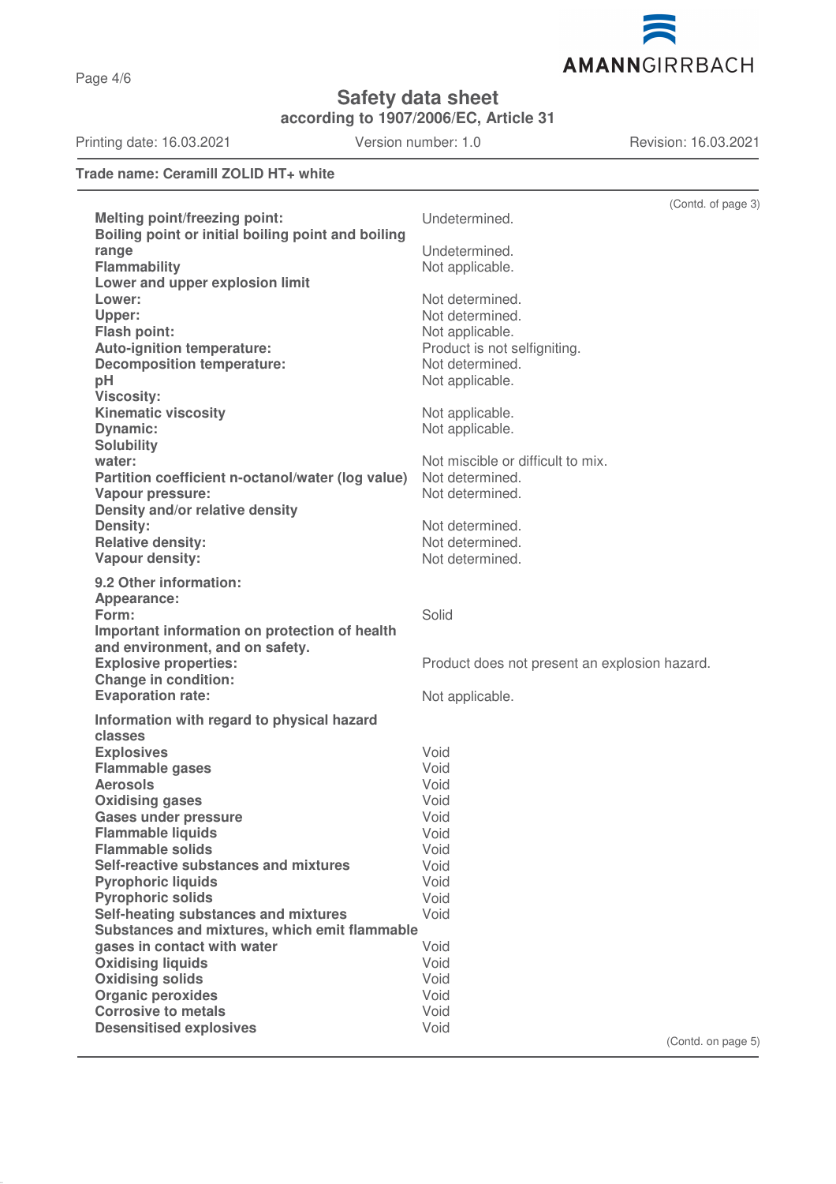**Trade name: Ceramill ZOLID HT+ white**

(Contd. of page 3)

| | |
|---|---|
| **Melting point/freezing point:** | Undetermined. |
| **Boiling point or initial boiling point and boiling range** | Undetermined. |
| **Flammability** | Not applicable. |
| **Lower and upper explosion limit** | |
| **Lower:** | Not determined. |
| **Upper:** | Not determined. |
| **Flash point:** | Not applicable. |
| **Auto-ignition temperature:** | Product is not selfigniting. |
| **Decomposition temperature:** | Not determined. |
| **pH** | Not applicable. |
| **Viscosity:** | |
| **Kinematic viscosity** | Not applicable. |
| **Dynamic:** | Not applicable. |
| **Solubility** | |
| **water:** | Not miscible or difficult to mix. |
| **Partition coefficient n-octanol/water (log value)** | Not determined. |
| **Vapour pressure:** | Not determined. |
| **Density and/or relative density** | |
| **Density:** | Not determined. |
| **Relative density:** | Not determined. |
| **Vapour density:** | Not determined. |

**9.2 Other information:**

| | |
|---|---|
| **Appearance:** | |
| **Form:** | Solid |
| **Important information on protection of health and environment, and on safety.** | |
| **Explosive properties:** | Product does not present an explosion hazard. |
| **Change in condition:** | |
| **Evaporation rate:** | Not applicable. |

**Information with regard to physical hazard classes**

| | |
|---|---|
| **Explosives** | Void |
| **Flammable gases** | Void |
| **Aerosols** | Void |
| **Oxidising gases** | Void |
| **Gases under pressure** | Void |
| **Flammable liquids** | Void |
| **Flammable solids** | Void |
| **Self-reactive substances and mixtures** | Void |
| **Pyrophoric liquids** | Void |
| **Pyrophoric solids** | Void |
| **Self-heating substances and mixtures** | Void |
| **Substances and mixtures, which emit flammable gases in contact with water** | Void |
| **Oxidising liquids** | Void |
| **Oxidising solids** | Void |
| **Organic peroxides** | Void |
| **Corrosive to metals** | Void |
| **Desensitised explosives** | Void |

(Contd. on page 5)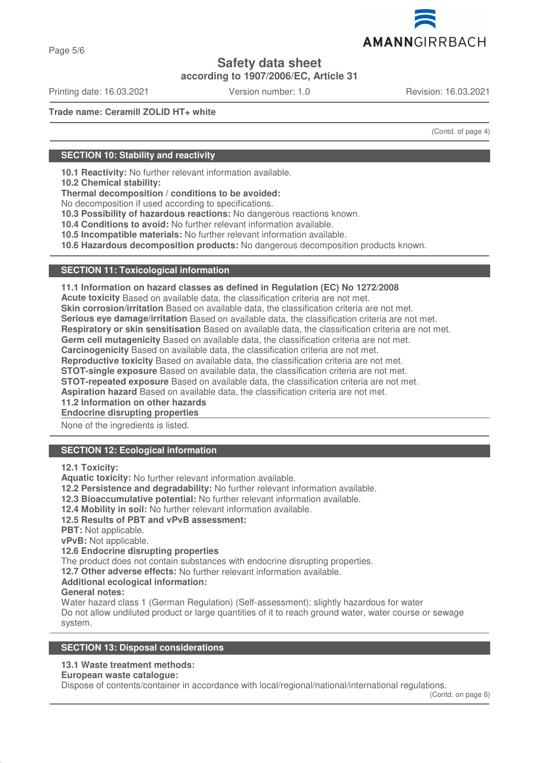Trade name: Ceramill ZOLID HT+ white

(Contd. of page 4)

## SECTION 10: Stability and reactivity

**10.1 Reactivity:** No further relevant information available.
**10.2 Chemical stability:**
**Thermal decomposition / conditions to be avoided:**
No decomposition if used according to specifications.
**10.3 Possibility of hazardous reactions:** No dangerous reactions known.
**10.4 Conditions to avoid:** No further relevant information available.
**10.5 Incompatible materials:** No further relevant information available.
**10.6 Hazardous decomposition products:** No dangerous decomposition products known.

## SECTION 11: Toxicological information

**11.1 Information on hazard classes as defined in Regulation (EC) No 1272/2008**
**Acute toxicity** Based on available data, the classification criteria are not met.
**Skin corrosion/irritation** Based on available data, the classification criteria are not met.
**Serious eye damage/irritation** Based on available data, the classification criteria are not met.
**Respiratory or skin sensitisation** Based on available data, the classification criteria are not met.
**Germ cell mutagenicity** Based on available data, the classification criteria are not met.
**Carcinogenicity** Based on available data, the classification criteria are not met.
**Reproductive toxicity** Based on available data, the classification criteria are not met.
**STOT-single exposure** Based on available data, the classification criteria are not met.
**STOT-repeated exposure** Based on available data, the classification criteria are not met.
**Aspiration hazard** Based on available data, the classification criteria are not met.
**11.2 Information on other hazards**
**Endocrine disrupting properties**

None of the ingredients is listed.

## SECTION 12: Ecological information

**12.1 Toxicity:**
**Aquatic toxicity:** No further relevant information available.
**12.2 Persistence and degradability:** No further relevant information available.
**12.3 Bioaccumulative potential:** No further relevant information available.
**12.4 Mobility in soil:** No further relevant information available.
**12.5 Results of PBT and vPvB assessment:**
**PBT:** Not applicable.
**vPvB:** Not applicable.
**12.6 Endocrine disrupting properties**
The product does not contain substances with endocrine disrupting properties.
**12.7 Other adverse effects:** No further relevant information available.
**Additional ecological information:**
**General notes:**
Water hazard class 1 (German Regulation) (Self-assessment): slightly hazardous for water
Do not allow undiluted product or large quantities of it to reach ground water, water course or sewage system.

## SECTION 13: Disposal considerations

**13.1 Waste treatment methods:**
**European waste catalogue:**
Dispose of contents/container in accordance with local/regional/national/international regulations.

(Contd. on page 6)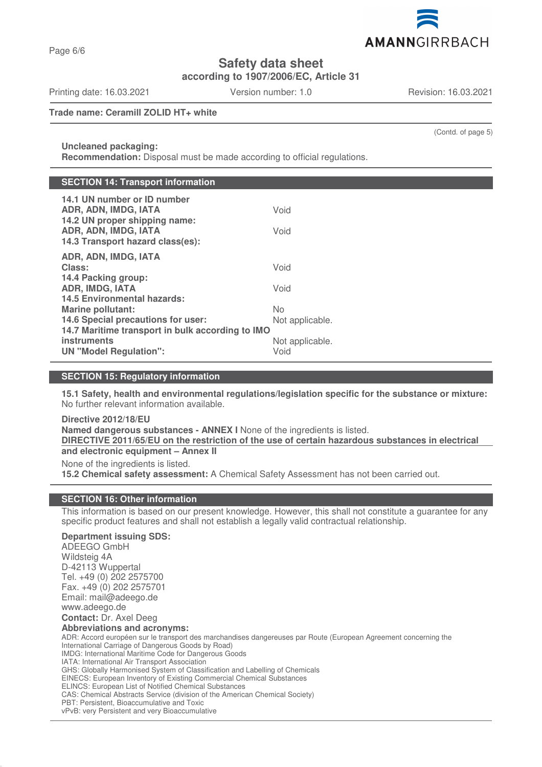**Trade name: Ceramill ZOLID HT+ white**

(Contd. of page 5)

**Uncleaned packaging:**

**Recommendation:** Disposal must be made according to official regulations.

## SECTION 14: Transport information

| | |
|---|---|
| **14.1 UN number or ID number** | |
| **ADR, ADN, IMDG, IATA** | Void |
| **14.2 UN proper shipping name:** | |
| **ADR, ADN, IMDG, IATA** | Void |
| **14.3 Transport hazard class(es):** | |
| **ADR, ADN, IMDG, IATA** | |
| **Class:** | Void |
| **14.4 Packing group:** | |
| **ADR, IMDG, IATA** | Void |
| **14.5 Environmental hazards:** | |
| **Marine pollutant:** | No |
| **14.6 Special precautions for user:** | Not applicable. |
| **14.7 Maritime transport in bulk according to IMO instruments** | Not applicable. |
| **UN "Model Regulation":** | Void |

## SECTION 15: Regulatory information

**15.1 Safety, health and environmental regulations/legislation specific for the substance or mixture:**
No further relevant information available.

**Directive 2012/18/EU**

**Named dangerous substances - ANNEX I** None of the ingredients is listed.

**DIRECTIVE 2011/65/EU on the restriction of the use of certain hazardous substances in electrical and electronic equipment – Annex II**

None of the ingredients is listed.

**15.2 Chemical safety assessment:** A Chemical Safety Assessment has not been carried out.

## SECTION 16: Other information

This information is based on our present knowledge. However, this shall not constitute a guarantee for any specific product features and shall not establish a legally valid contractual relationship.

**Department issuing SDS:**
ADEEGO GmbH
Wildsteig 4A
D-42113 Wuppertal
Tel. +49 (0) 202 2575700
Fax. +49 (0) 202 2575701
Email: mail@adeego.de
www.adeego.de

**Contact:** Dr. Axel Deeg

**Abbreviations and acronyms:**
ADR: Accord européen sur le transport des marchandises dangereuses par Route (European Agreement concerning the International Carriage of Dangerous Goods by Road)
IMDG: International Maritime Code for Dangerous Goods
IATA: International Air Transport Association
GHS: Globally Harmonised System of Classification and Labelling of Chemicals
EINECS: European Inventory of Existing Commercial Chemical Substances
ELINCS: European List of Notified Chemical Substances
CAS: Chemical Abstracts Service (division of the American Chemical Society)
PBT: Persistent, Bioaccumulative and Toxic
vPvB: very Persistent and very Bioaccumulative